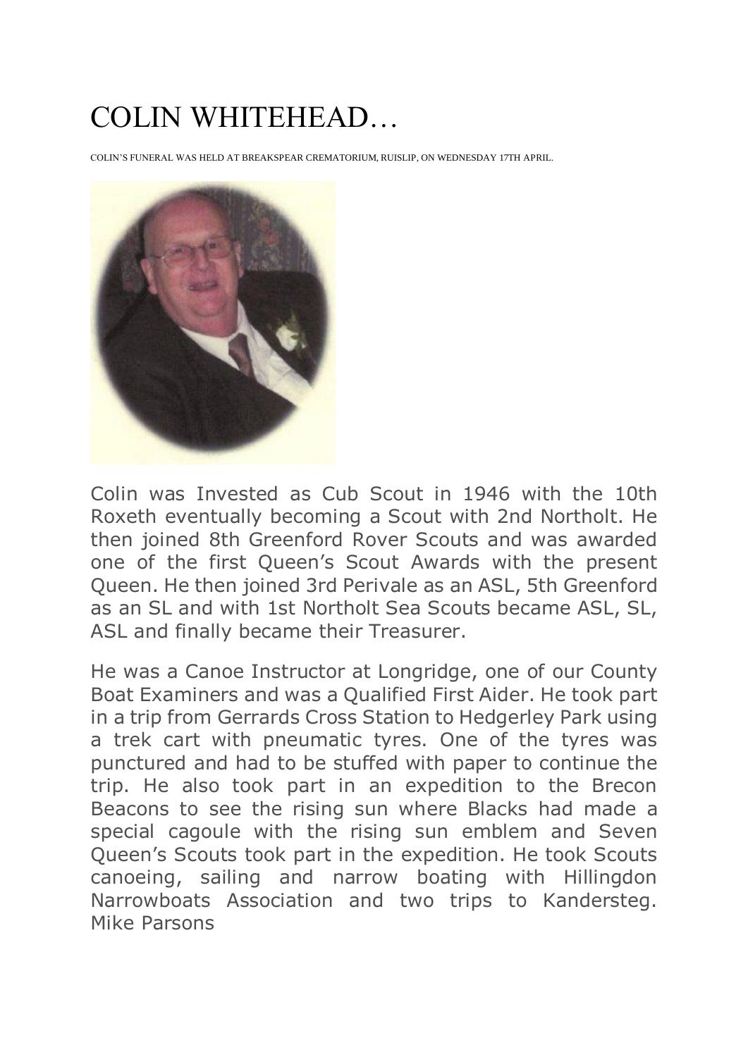# COLIN WHITEHEAD…

COLIN'S FUNERAL WAS HELD AT BREAKSPEAR CREMATORIUM, RUISLIP, ON WEDNESDAY 17TH APRIL.

Colin was Invested as Cub Scout in 1946 with the 10th Roxeth eventually becoming a Scout with 2nd Northolt. He then joined 8th Greenford Rover Scouts and was awarded one of the first Queen's Scout Awards with the present Queen. He then joined 3rd Perivale as an ASL, 5th Greenford as an SL and with 1st Northolt Sea Scouts became ASL, SL, ASL and finally became their Treasurer.

He was a Canoe Instructor at Longridge, one of our County Boat Examiners and was a Qualified First Aider. He took part in a trip from Gerrards Cross Station to Hedgerley Park using a trek cart with pneumatic tyres. One of the tyres was punctured and had to be stuffed with paper to continue the trip. He also took part in an expedition to the Brecon Beacons to see the rising sun where Blacks had made a special cagoule with the rising sun emblem and Seven Queen's Scouts took part in the expedition. He took Scouts canoeing, sailing and narrow boating with Hillingdon Narrowboats Association and two trips to Kandersteg. Mike Parsons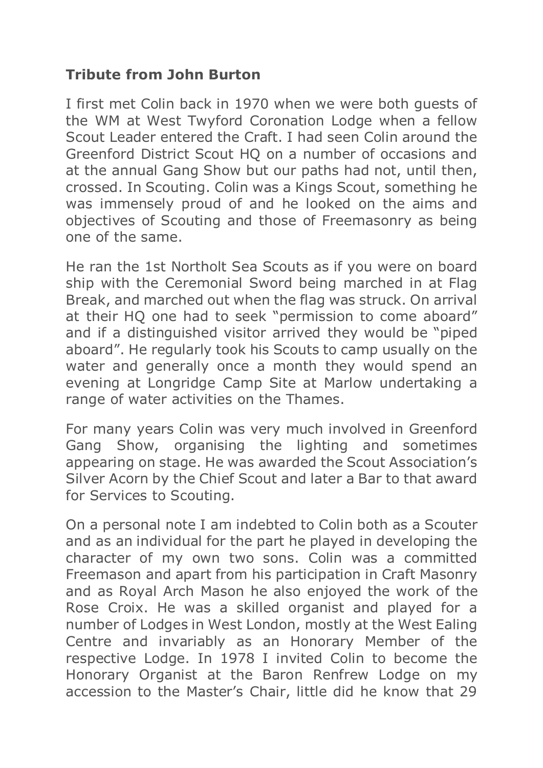**Tribute from John Burton**

I first met Colin back in 1970 when we were both guests of the WM at West Twyford Coronation Lodge when a fellow Scout Leader entered the Craft. I had seen Colin around the Greenford District Scout HQ on a number of occasions and at the annual Gang Show but our paths had not, until then, crossed. In Scouting. Colin was a Kings Scout, something he was immensely proud of and he looked on the aims and objectives of Scouting and those of Freemasonry as being one of the same.

He ran the 1st Northolt Sea Scouts as if you were on board ship with the Ceremonial Sword being marched in at Flag Break, and marched out when the flag was struck. On arrival at their HQ one had to seek "permission to come aboard" and if a distinguished visitor arrived they would be "piped aboard". He regularly took his Scouts to camp usually on the water and generally once a month they would spend an evening at Longridge Camp Site at Marlow undertaking a range of water activities on the Thames.

For many years Colin was very much involved in Greenford Gang Show, organising the lighting and sometimes appearing on stage. He was awarded the Scout Association's Silver Acorn by the Chief Scout and later a Bar to that award for Services to Scouting.

On a personal note I am indebted to Colin both as a Scouter and as an individual for the part he played in developing the character of my own two sons. Colin was a committed Freemason and apart from his participation in Craft Masonry and as Royal Arch Mason he also enjoyed the work of the Rose Croix. He was a skilled organist and played for a number of Lodges in West London, mostly at the West Ealing Centre and invariably as an Honorary Member of the respective Lodge. In 1978 I invited Colin to become the Honorary Organist at the Baron Renfrew Lodge on my accession to the Master's Chair, little did he know that 29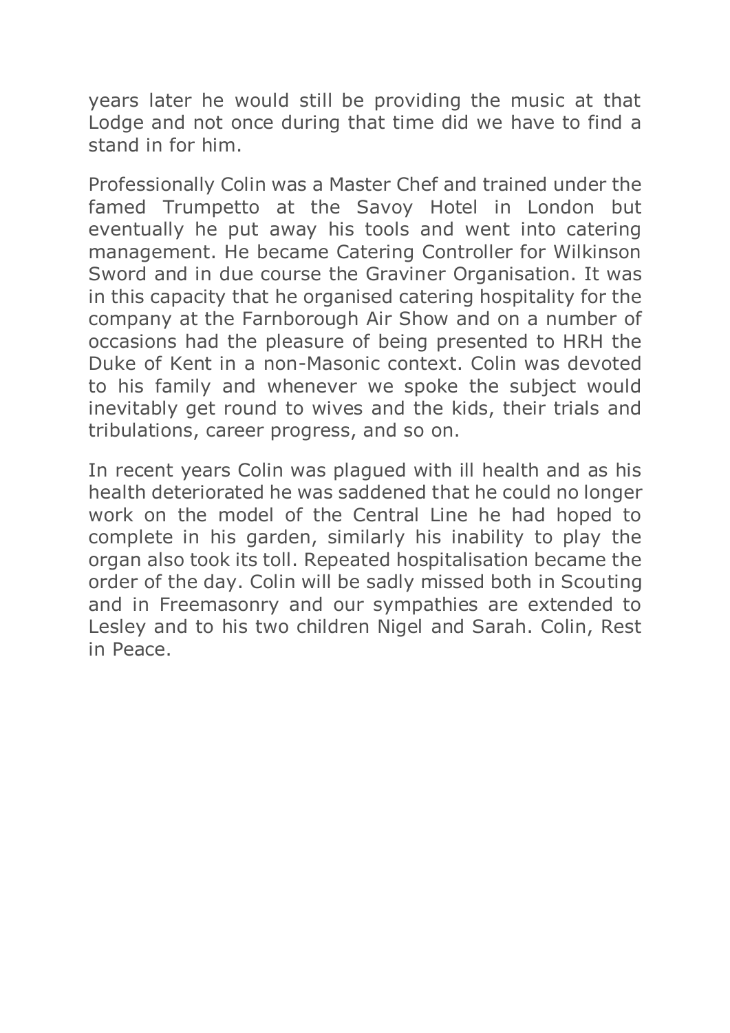years later he would still be providing the music at that Lodge and not once during that time did we have to find a stand in for him.

Professionally Colin was a Master Chef and trained under the famed Trumpetto at the Savoy Hotel in London but eventually he put away his tools and went into catering management. He became Catering Controller for Wilkinson Sword and in due course the Graviner Organisation. It was in this capacity that he organised catering hospitality for the company at the Farnborough Air Show and on a number of occasions had the pleasure of being presented to HRH the Duke of Kent in a non-Masonic context. Colin was devoted to his family and whenever we spoke the subject would inevitably get round to wives and the kids, their trials and tribulations, career progress, and so on.

In recent years Colin was plagued with ill health and as his health deteriorated he was saddened that he could no longer work on the model of the Central Line he had hoped to complete in his garden, similarly his inability to play the organ also took its toll. Repeated hospitalisation became the order of the day. Colin will be sadly missed both in Scouting and in Freemasonry and our sympathies are extended to Lesley and to his two children Nigel and Sarah. Colin, Rest in Peace.